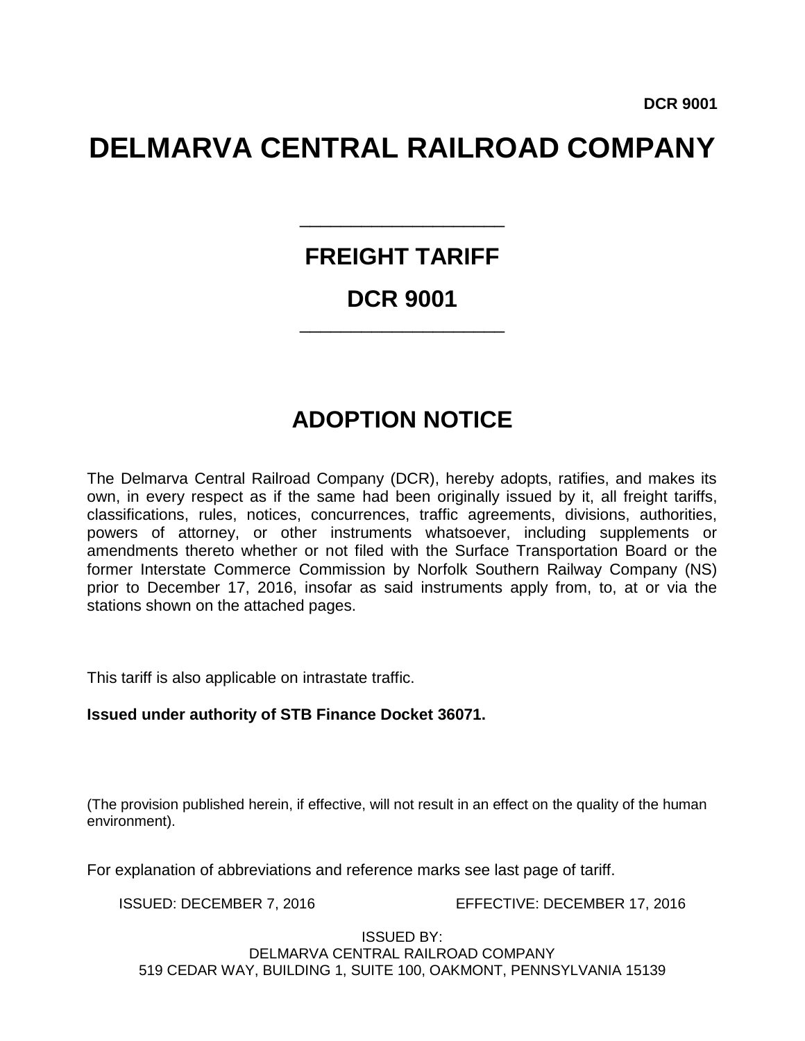**DCR 9001**

# DELMARVA CENTRAL RAILROAD COMPANY

## FREIGHT TARIFF

## DCR 9001

## ADOPTION NOTICE

The Delmarva Central Railroad Company (DCR), hereby adopts, ratifies, and makes its own, in every respect as if the same had been originally issued by it, all freight tariffs, classifications, rules, notices, concurrences, traffic agreements, divisions, authorities, powers of attorney, or other instruments whatsoever, including supplements or amendments thereto whether or not filed with the Surface Transportation Board or the former Interstate Commerce Commission by Norfolk Southern Railway Company (NS) prior to December 17, 2016, insofar as said instruments apply from, to, at or via the stations shown on the attached pages.

This tariff is also applicable on intrastate traffic.

**Issued under authority of STB Finance Docket 36071.**

(The provision published herein, if effective, will not result in an effect on the quality of the human environment).

For explanation of abbreviations and reference marks see last page of tariff.

ISSUED: DECEMBER 7, 2016 EFFECTIVE: DECEMBER 17, 2016

ISSUED BY:
DELMARVA CENTRAL RAILROAD COMPANY
519 CEDAR WAY, BUILDING 1, SUITE 100, OAKMONT, PENNSYLVANIA 15139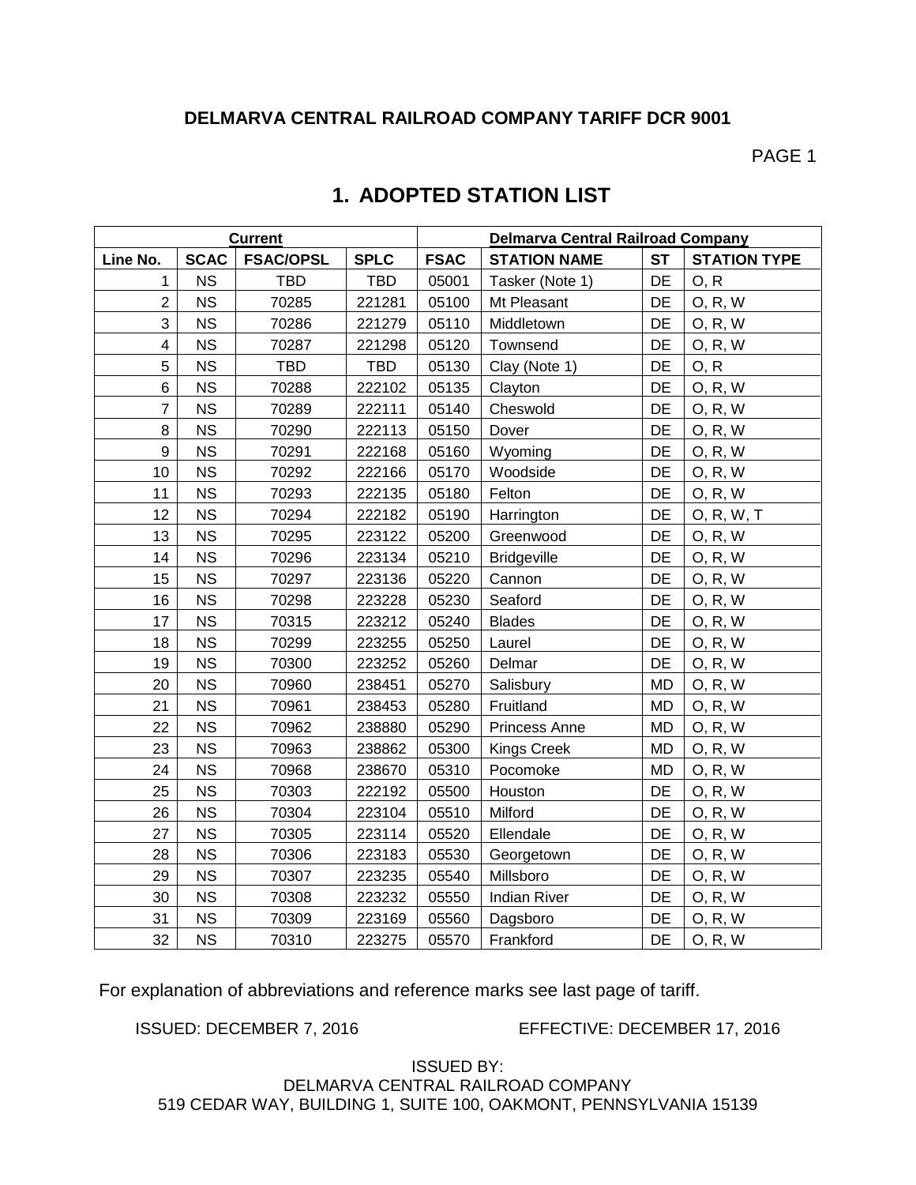**DELMARVA CENTRAL RAILROAD COMPANY TARIFF DCR 9001**

PAGE 1

# 1. ADOPTED STATION LIST

| Current | | | | Delmarva Central Railroad Company | | | |
|---|---|---|---|---|---|---|---|
| **Line No.** | **SCAC** | **FSAC/OPSL** | **SPLC** | **FSAC** | **STATION NAME** | **ST** | **STATION TYPE** |
| 1 | NS | TBD | TBD | 05001 | Tasker (Note 1) | DE | O, R |
| 2 | NS | 70285 | 221281 | 05100 | Mt Pleasant | DE | O, R, W |
| 3 | NS | 70286 | 221279 | 05110 | Middletown | DE | O, R, W |
| 4 | NS | 70287 | 221298 | 05120 | Townsend | DE | O, R, W |
| 5 | NS | TBD | TBD | 05130 | Clay (Note 1) | DE | O, R |
| 6 | NS | 70288 | 222102 | 05135 | Clayton | DE | O, R, W |
| 7 | NS | 70289 | 222111 | 05140 | Cheswold | DE | O, R, W |
| 8 | NS | 70290 | 222113 | 05150 | Dover | DE | O, R, W |
| 9 | NS | 70291 | 222168 | 05160 | Wyoming | DE | O, R, W |
| 10 | NS | 70292 | 222166 | 05170 | Woodside | DE | O, R, W |
| 11 | NS | 70293 | 222135 | 05180 | Felton | DE | O, R, W |
| 12 | NS | 70294 | 222182 | 05190 | Harrington | DE | O, R, W, T |
| 13 | NS | 70295 | 223122 | 05200 | Greenwood | DE | O, R, W |
| 14 | NS | 70296 | 223134 | 05210 | Bridgeville | DE | O, R, W |
| 15 | NS | 70297 | 223136 | 05220 | Cannon | DE | O, R, W |
| 16 | NS | 70298 | 223228 | 05230 | Seaford | DE | O, R, W |
| 17 | NS | 70315 | 223212 | 05240 | Blades | DE | O, R, W |
| 18 | NS | 70299 | 223255 | 05250 | Laurel | DE | O, R, W |
| 19 | NS | 70300 | 223252 | 05260 | Delmar | DE | O, R, W |
| 20 | NS | 70960 | 238451 | 05270 | Salisbury | MD | O, R, W |
| 21 | NS | 70961 | 238453 | 05280 | Fruitland | MD | O, R, W |
| 22 | NS | 70962 | 238880 | 05290 | Princess Anne | MD | O, R, W |
| 23 | NS | 70963 | 238862 | 05300 | Kings Creek | MD | O, R, W |
| 24 | NS | 70968 | 238670 | 05310 | Pocomoke | MD | O, R, W |
| 25 | NS | 70303 | 222192 | 05500 | Houston | DE | O, R, W |
| 26 | NS | 70304 | 223104 | 05510 | Milford | DE | O, R, W |
| 27 | NS | 70305 | 223114 | 05520 | Ellendale | DE | O, R, W |
| 28 | NS | 70306 | 223183 | 05530 | Georgetown | DE | O, R, W |
| 29 | NS | 70307 | 223235 | 05540 | Millsboro | DE | O, R, W |
| 30 | NS | 70308 | 223232 | 05550 | Indian River | DE | O, R, W |
| 31 | NS | 70309 | 223169 | 05560 | Dagsboro | DE | O, R, W |
| 32 | NS | 70310 | 223275 | 05570 | Frankford | DE | O, R, W |

For explanation of abbreviations and reference marks see last page of tariff.

ISSUED: DECEMBER 7, 2016 EFFECTIVE: DECEMBER 17, 2016

ISSUED BY:
DELMARVA CENTRAL RAILROAD COMPANY
519 CEDAR WAY, BUILDING 1, SUITE 100, OAKMONT, PENNSYLVANIA 15139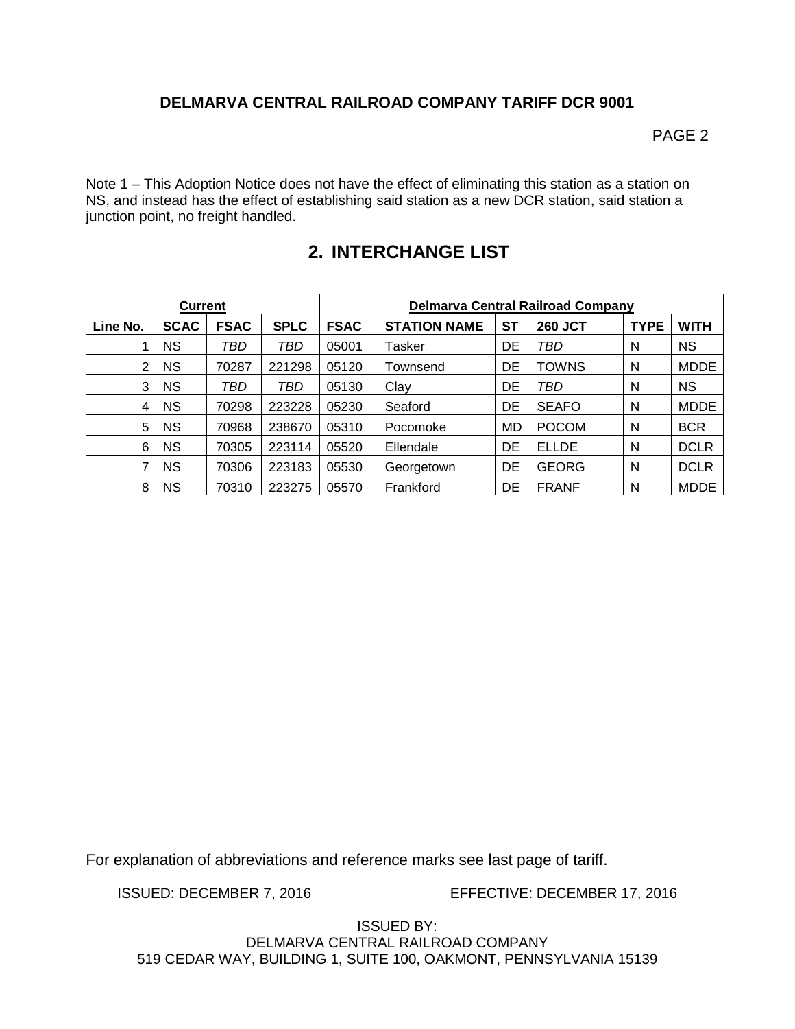Note 1 – This Adoption Notice does not have the effect of eliminating this station as a station on NS, and instead has the effect of establishing said station as a new DCR station, said station a junction point, no freight handled.

## 2. INTERCHANGE LIST

| Current | | | | Delmarva Central Railroad Company | | | | | |
|---|---|---|---|---|---|---|---|---|---|
| **Line No.** | **SCAC** | **FSAC** | **SPLC** | **FSAC** | **STATION NAME** | **ST** | **260 JCT** | **TYPE** | **WITH** |
| 1 | NS | *TBD* | *TBD* | 05001 | Tasker | DE | *TBD* | N | NS |
| 2 | NS | 70287 | 221298 | 05120 | Townsend | DE | TOWNS | N | MDDE |
| 3 | NS | *TBD* | *TBD* | 05130 | Clay | DE | *TBD* | N | NS |
| 4 | NS | 70298 | 223228 | 05230 | Seaford | DE | SEAFO | N | MDDE |
| 5 | NS | 70968 | 238670 | 05310 | Pocomoke | MD | POCOM | N | BCR |
| 6 | NS | 70305 | 223114 | 05520 | Ellendale | DE | ELLDE | N | DCLR |
| 7 | NS | 70306 | 223183 | 05530 | Georgetown | DE | GEORG | N | DCLR |
| 8 | NS | 70310 | 223275 | 05570 | Frankford | DE | FRANF | N | MDDE |

For explanation of abbreviations and reference marks see last page of tariff.

ISSUED: DECEMBER 7, 2016 EFFECTIVE: DECEMBER 17, 2016

ISSUED BY:
DELMARVA CENTRAL RAILROAD COMPANY
519 CEDAR WAY, BUILDING 1, SUITE 100, OAKMONT, PENNSYLVANIA 15139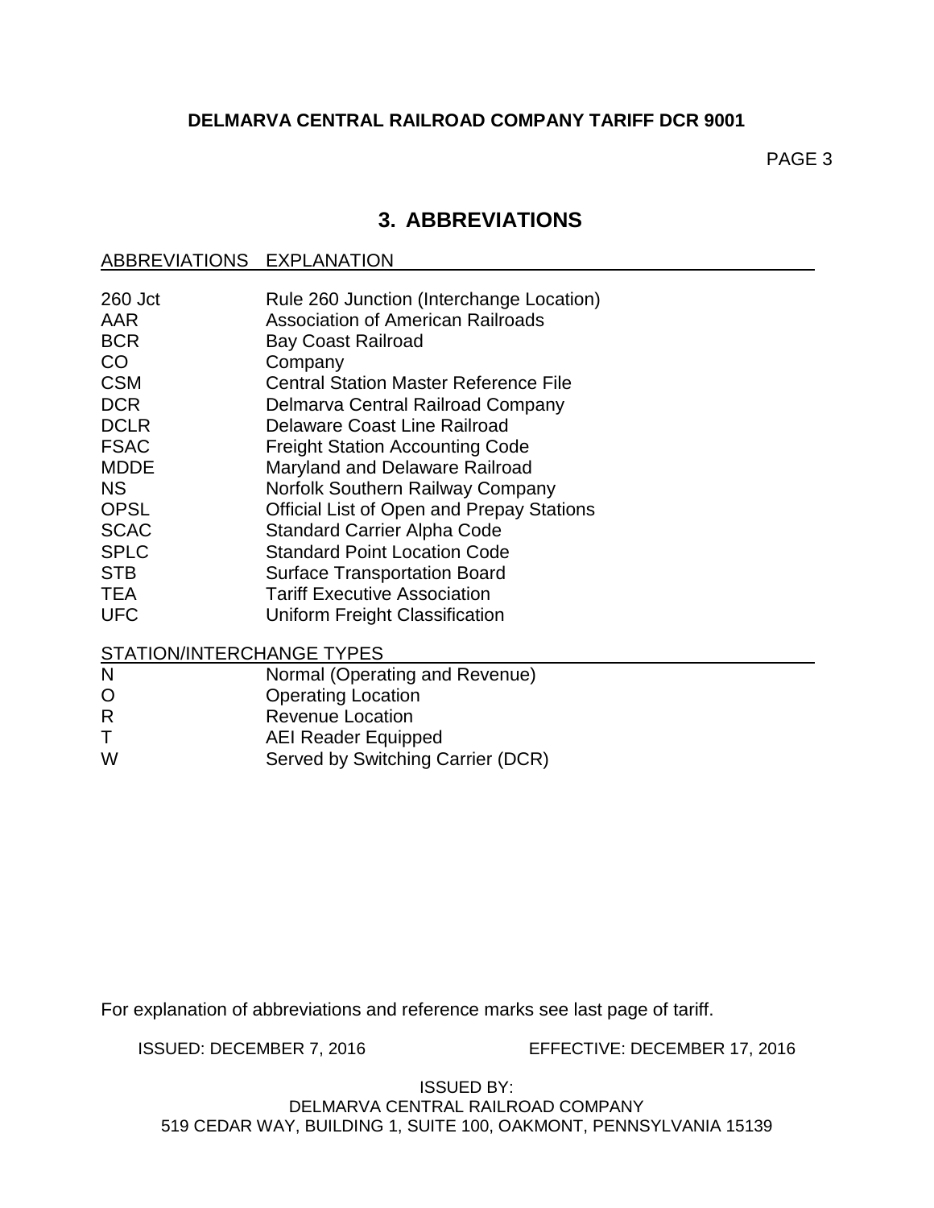## 3. ABBREVIATIONS

| ABBREVIATIONS | EXPLANATION |
| --- | --- |
| 260 Jct | Rule 260 Junction (Interchange Location) |
| AAR | Association of American Railroads |
| BCR | Bay Coast Railroad |
| CO | Company |
| CSM | Central Station Master Reference File |
| DCR | Delmarva Central Railroad Company |
| DCLR | Delaware Coast Line Railroad |
| FSAC | Freight Station Accounting Code |
| MDDE | Maryland and Delaware Railroad |
| NS | Norfolk Southern Railway Company |
| OPSL | Official List of Open and Prepay Stations |
| SCAC | Standard Carrier Alpha Code |
| SPLC | Standard Point Location Code |
| STB | Surface Transportation Board |
| TEA | Tariff Executive Association |
| UFC | Uniform Freight Classification |

| STATION/INTERCHANGE TYPES | |
| --- | --- |
| N | Normal (Operating and Revenue) |
| O | Operating Location |
| R | Revenue Location |
| T | AEI Reader Equipped |
| W | Served by Switching Carrier (DCR) |

For explanation of abbreviations and reference marks see last page of tariff.

ISSUED: DECEMBER 7, 2016 EFFECTIVE: DECEMBER 17, 2016

ISSUED BY:
DELMARVA CENTRAL RAILROAD COMPANY
519 CEDAR WAY, BUILDING 1, SUITE 100, OAKMONT, PENNSYLVANIA 15139